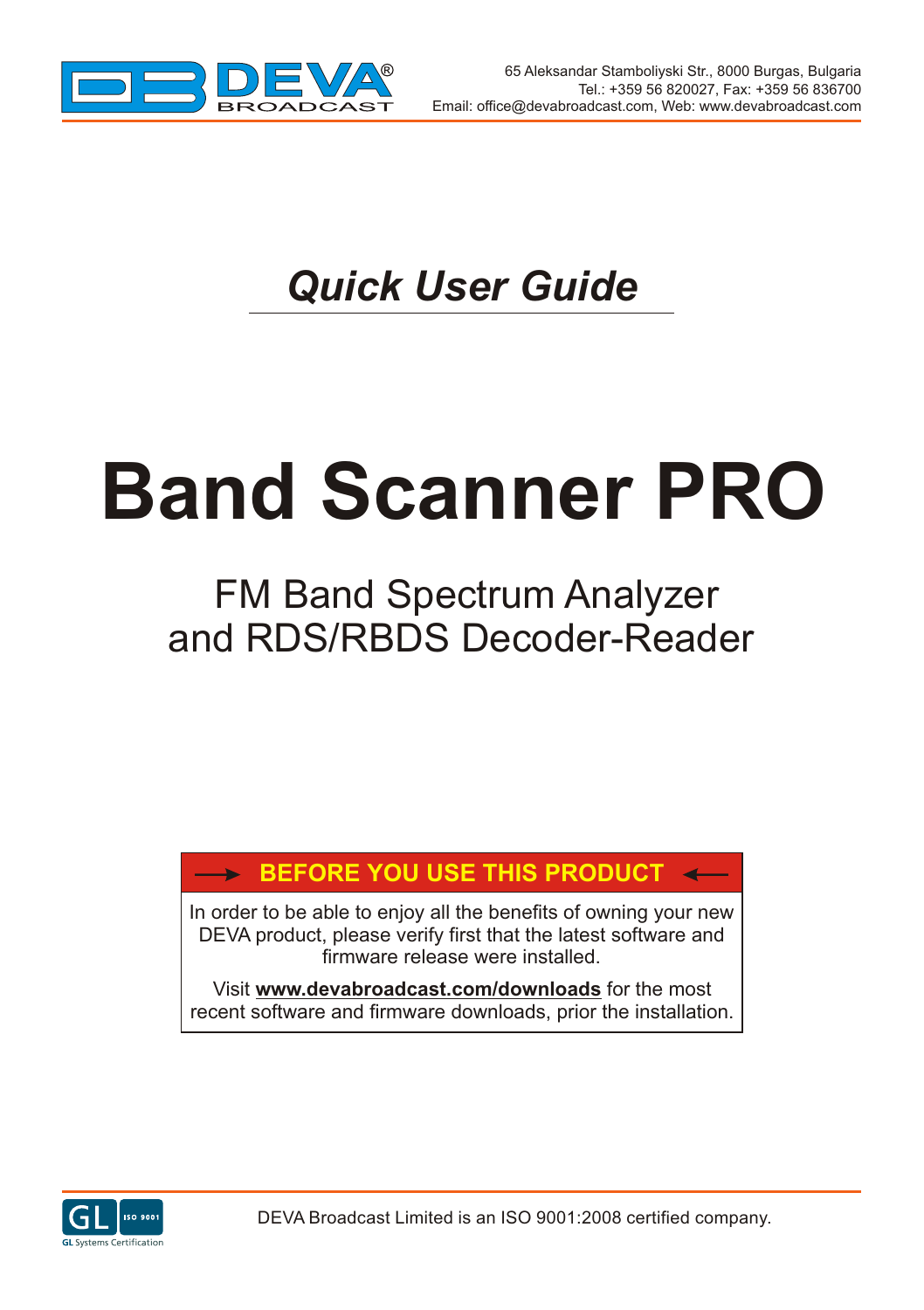65 Aleksandar Stamboliyski Str., 8000 Burgas, Bulgaria
Tel.: +359 56 820027, Fax: +359 56 836700
Email: office@devabroadcast.com, Web: www.devabroadcast.com

## *Quick User Guide*

# Band Scanner PRO

## FM Band Spectrum Analyzer and RDS/RBDS Decoder-Reader

| → BEFORE YOU USE THIS PRODUCT ← |
| --- |
| In order to be able to enjoy all the benefits of owning your new DEVA product, please verify first that the latest software and firmware release were installed. |
| Visit **www.devabroadcast.com/downloads** for the most recent software and firmware downloads, prior the installation. |

DEVA Broadcast Limited is an ISO 9001:2008 certified company.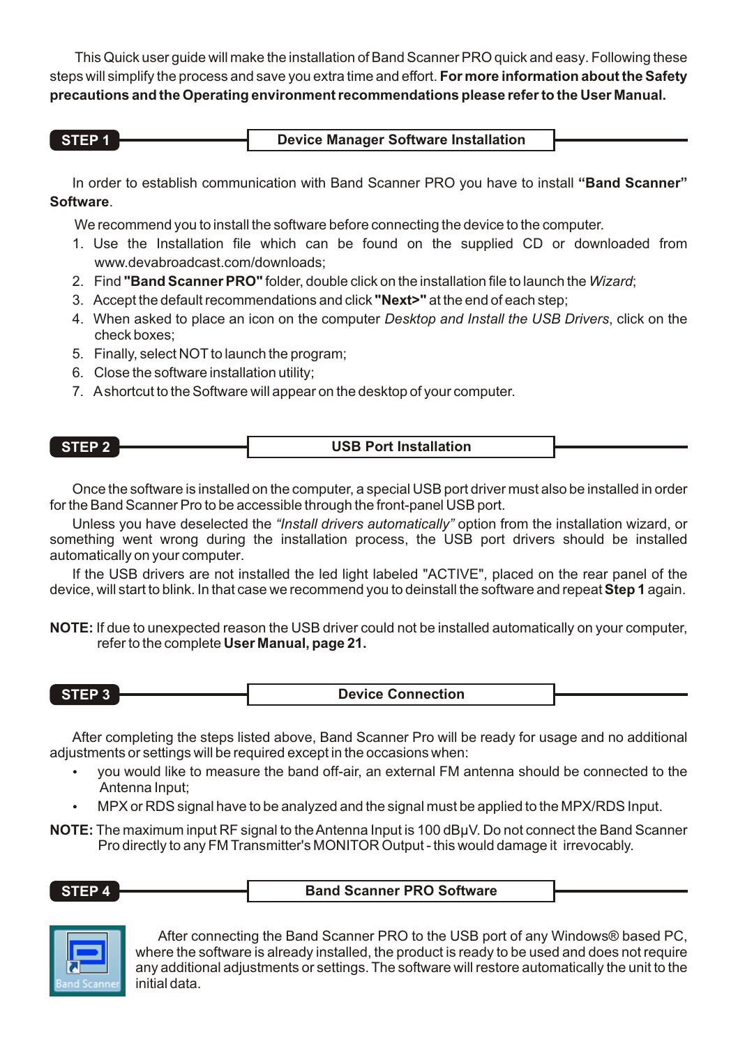This Quick user guide will make the installation of Band Scanner PRO quick and easy. Following these steps will simplify the process and save you extra time and effort. **For more information about the Safety precautions and the Operating environment recommendations please refer to the User Manual.**

## STEP 1 — Device Manager Software Installation

In order to establish communication with Band Scanner PRO you have to install **"Band Scanner" Software**.

We recommend you to install the software before connecting the device to the computer.

1. Use the Installation file which can be found on the supplied CD or downloaded from www.devabroadcast.com/downloads;
2. Find **"Band Scanner PRO"** folder, double click on the installation file to launch the *Wizard*;
3. Accept the default recommendations and click **"Next>"** at the end of each step;
4. When asked to place an icon on the computer *Desktop and Install the USB Drivers*, click on the check boxes;
5. Finally, select NOT to launch the program;
6. Close the software installation utility;
7. A shortcut to the Software will appear on the desktop of your computer.

## STEP 2 — USB Port Installation

Once the software is installed on the computer, a special USB port driver must also be installed in order for the Band Scanner Pro to be accessible through the front-panel USB port.

Unless you have deselected the *"Install drivers automatically"* option from the installation wizard, or something went wrong during the installation process, the USB port drivers should be installed automatically on your computer.

If the USB drivers are not installed the led light labeled "ACTIVE", placed on the rear panel of the device, will start to blink. In that case we recommend you to deinstall the software and repeat **Step 1** again.

**NOTE:** If due to unexpected reason the USB driver could not be installed automatically on your computer, refer to the complete **User Manual, page 21.**

## STEP 3 — Device Connection

After completing the steps listed above, Band Scanner Pro will be ready for usage and no additional adjustments or settings will be required except in the occasions when:

- you would like to measure the band off-air, an external FM antenna should be connected to the Antenna Input;
- MPX or RDS signal have to be analyzed and the signal must be applied to the MPX/RDS Input.

**NOTE:** The maximum input RF signal to the Antenna Input is 100 dBμV. Do not connect the Band Scanner Pro directly to any FM Transmitter's MONITOR Output - this would damage it irrevocably.

## STEP 4 — Band Scanner PRO Software

After connecting the Band Scanner PRO to the USB port of any Windows® based PC, where the software is already installed, the product is ready to be used and does not require any additional adjustments or settings. The software will restore automatically the unit to the initial data.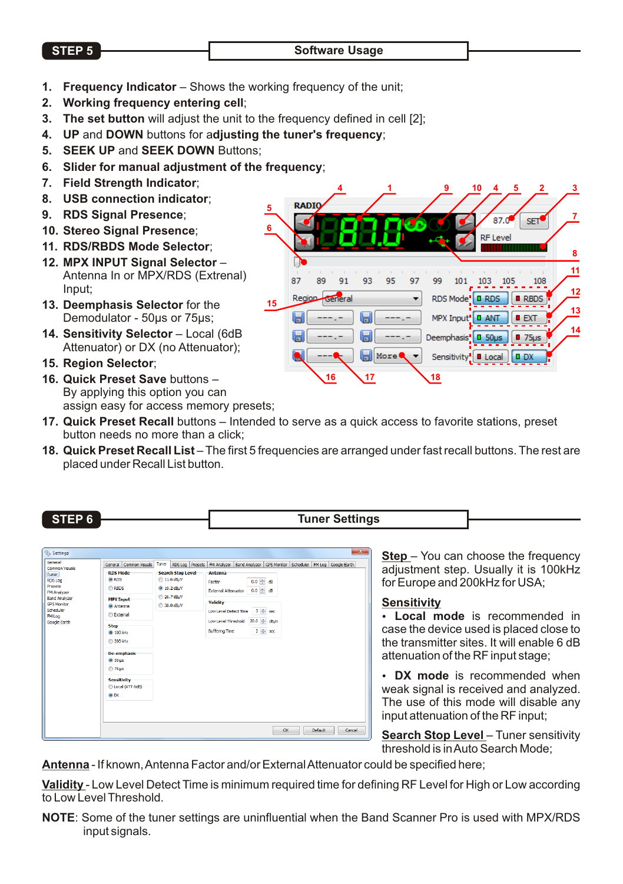## STEP 5 — Software Usage

1. **Frequency Indicator** – Shows the working frequency of the unit;
2. **Working frequency entering cell**;
3. **The set button** will adjust the unit to the frequency defined in cell [2];
4. **UP** and **DOWN** buttons for a**djusting the tuner's frequency**;
5. **SEEK UP** and **SEEK DOWN** Buttons;
6. **Slider for manual adjustment of the frequency**;
7. **Field Strength Indicator**;
8. **USB connection indicator**;
9. **RDS Signal Presence**;
10. **Stereo Signal Presence**;
11. **RDS/RBDS Mode Selector**;
12. **MPX INPUT Signal Selector** – Antenna In or MPX/RDS (Extrenal) Input;
13. **Deemphasis Selector** for the Demodulator - 50µs or 75µs;
14. **Sensitivity Selector** – Local (6dB Attenuator) or DX (no Attenuator);
15. **Region Selector**;
16. **Quick Preset Save** buttons – By applying this option you can assign easy for access memory presets;
17. **Quick Preset Recall** buttons – Intended to serve as a quick access to favorite stations, preset button needs no more than a click;
18. **Quick Preset Recall List** – The first 5 frequencies are arranged under fast recall buttons. The rest are placed under Recall List button.

## STEP 6 — Tuner Settings

**Step** – You can choose the frequency adjustment step. Usually it is 100kHz for Europe and 200kHz for USA;

**Sensitivity**

- **Local mode** is recommended in case the device used is placed close to the transmitter sites. It will enable 6 dB attenuation of the RF input stage;
- **DX mode** is recommended when weak signal is received and analyzed. The use of this mode will disable any input attenuation of the RF input;

**Search Stop Level** – Tuner sensitivity threshold is in Auto Search Mode;

**Antenna** - If known, Antenna Factor and/or External Attenuator could be specified here;

**Validity** - Low Level Detect Time is minimum required time for defining RF Level for High or Low according to Low Level Threshold.

**NOTE**: Some of the tuner settings are uninfluential when the Band Scanner Pro is used with MPX/RDS input signals.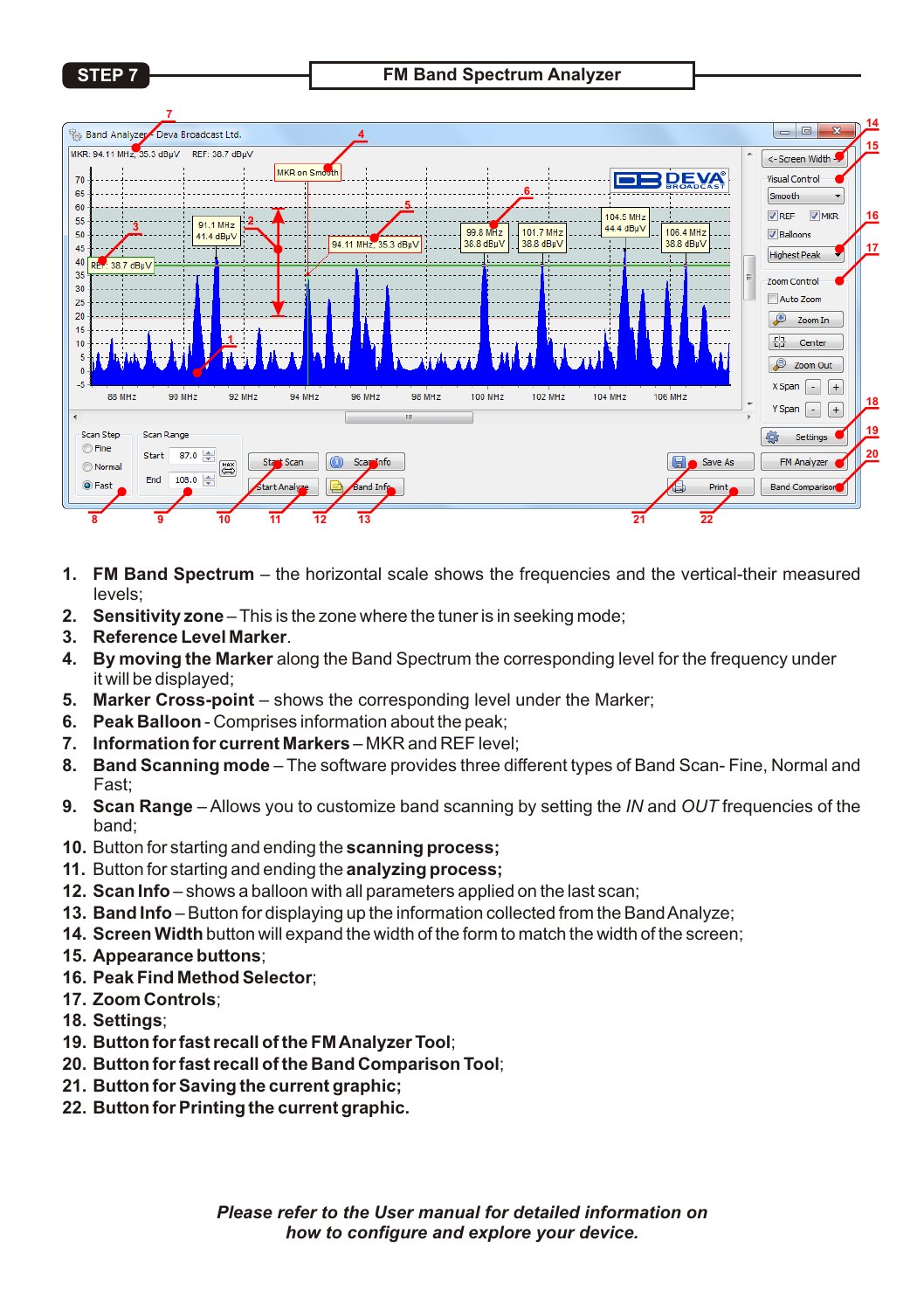## STEP 7 — FM Band Spectrum Analyzer

Band Analyzer - Deva Broadcast Ltd.

MKR: 94.11 MHz, 35.3 dBµV    REF: 38.7 dBµV

MKR on Smooth

70
65
60
55
50
45
40
35
30
25
20
15
10
5
0
-5

REF: 38.7 dBµV

91.1 MHz
41.4 dBµV

94.11 MHz, 35.3 dBµV

99.8 MHz
38.8 dBµV

101.7 MHz
38.8 dBµV

104.5 MHz
44.4 dBµV

106.4 MHz
38.8 dBµV

88 MHz   90 MHz   92 MHz   94 MHz   96 MHz   98 MHz   100 MHz   102 MHz   104 MHz   106 MHz

<- Screen Width ->

Visual Control

Smooth

REF   MKR

Balloons

Highest Peak

Zoom Control

Auto Zoom

Zoom In

Center

Zoom Out

X Span

Y Span

Settings

FM Analyzer

Band Comparison

Scan Step: Fine, Normal, Fast

Scan Range: Start 87.0, End 108.0

Start Scan

Scan Info

Start Analyze

Band Info

Save As

Print

1. **FM Band Spectrum** – the horizontal scale shows the frequencies and the vertical-their measured levels;
2. **Sensitivity zone** – This is the zone where the tuner is in seeking mode;
3. **Reference Level Marker**.
4. **By moving the Marker** along the Band Spectrum the corresponding level for the frequency under it will be displayed;
5. **Marker Cross-point** – shows the corresponding level under the Marker;
6. **Peak Balloon** - Comprises information about the peak;
7. **Information for current Markers** – MKR and REF level;
8. **Band Scanning mode** – The software provides three different types of Band Scan- Fine, Normal and Fast;
9. **Scan Range** – Allows you to customize band scanning by setting the *IN* and *OUT* frequencies of the band;
10. Button for starting and ending the **scanning process;**
11. Button for starting and ending the **analyzing process;**
12. **Scan Info** – shows a balloon with all parameters applied on the last scan;
13. **Band Info** – Button for displaying up the information collected from the Band Analyze;
14. **Screen Width** button will expand the width of the form to match the width of the screen;
15. **Appearance buttons**;
16. **Peak Find Method Selector**;
17. **Zoom Controls**;
18. **Settings**;
19. **Button for fast recall of the FM Analyzer Tool**;
20. **Button for fast recall of the Band Comparison Tool**;
21. **Button for Saving the current graphic;**
22. **Button for Printing the current graphic.**

***Please refer to the User manual for detailed information on how to configure and explore your device.***